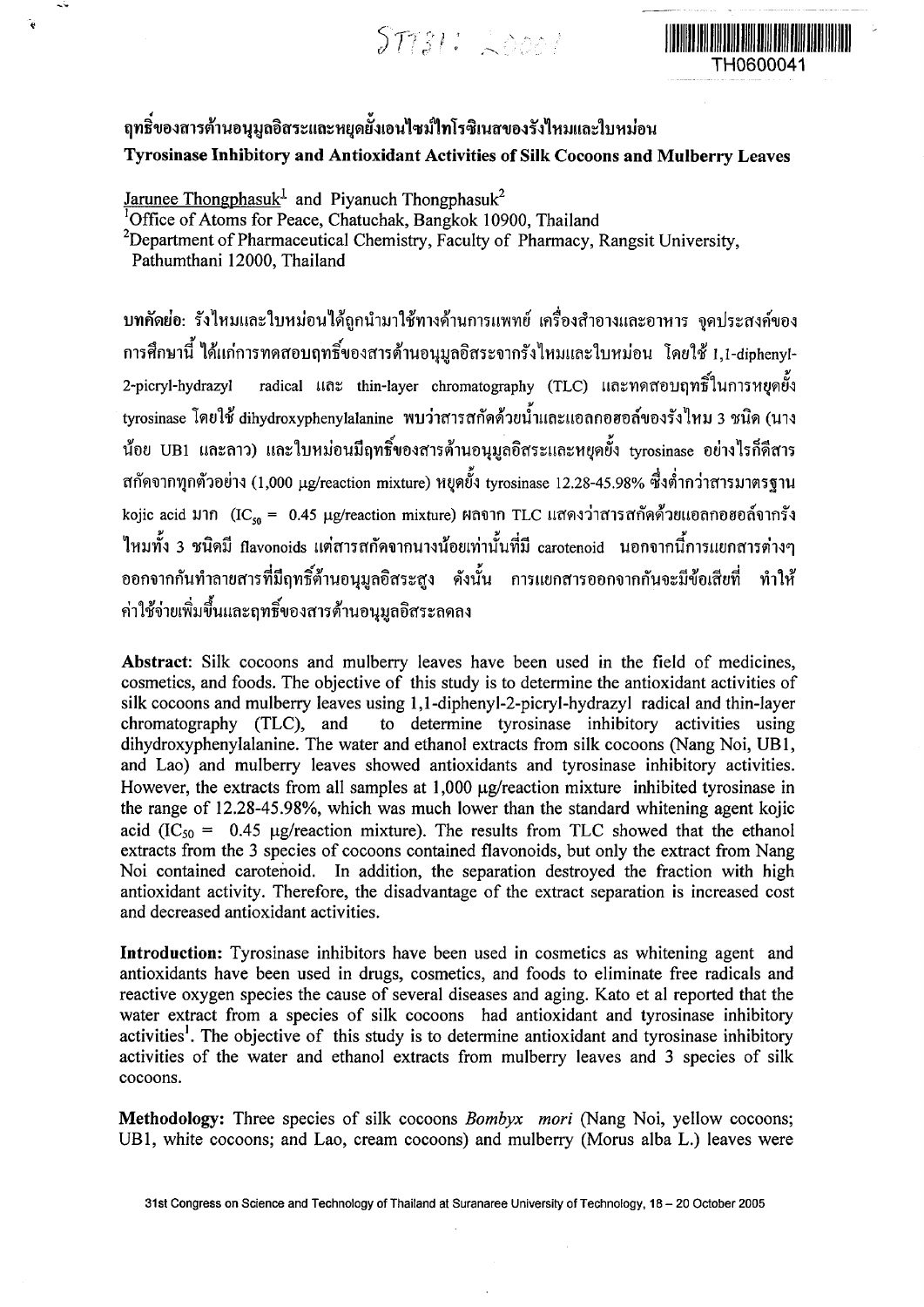# ฤทธิ์ของสารต้านอนุมูลอิสระและหยุดยั้งเอนไซม์ไทโรซิเนสของรังไหมและใบหม่อน

# Tyrosinase Inhibitory and Antioxidant Activities of Silk Cocoons and Mulberry Leaves

Jarunee Thongphasuk[1] and Piyanuch Thongphasuk[2]

[1]Office of Atoms for Peace, Chatuchak, Bangkok 10900, Thailand

[2]Department of Pharmaceutical Chemistry, Faculty of Pharmacy, Rangsit University, Pathumthani 12000, Thailand

**บทคัดย่อ:** รังไหมและใบหม่อนได้ถูกนำมาใช้ทางด้านการแพทย์ เครื่องสำอางและอาหาร จุดประสงค์ของการศึกษานี้ ได้แก่การทดสอบฤทธิ์ของสารต้านอนุมูลอิสระจากรังไหมและใบหม่อน โดยใช้ 1,1-diphenyl-2-picryl-hydrazyl radical และ thin-layer chromatography (TLC) และทดสอบฤทธิ์ในการหยุดยั้ง tyrosinase โดยใช้ dihydroxyphenylalanine พบว่าสารสกัดด้วยน้ำและแอลกอฮอล์ของรังไหม 3 ชนิด (นางน้อย UB1 และลาว) และใบหม่อนมีฤทธิ์ของสารต้านอนุมูลอิสระและหยุดยั้ง tyrosinase อย่างไรก็ดีสารสกัดจากทุกตัวอย่าง (1,000 µg/reaction mixture) หยุดยั้ง tyrosinase 12.28-45.98% ซึ่งต่ำกว่าสารมาตรฐาน kojic acid มาก ($IC_{50}$ = 0.45 µg/reaction mixture) ผลจาก TLC แสดงว่าสารสกัดด้วยแอลกอฮอล์จากรังไหมทั้ง 3 ชนิดมี flavonoids แต่สารสกัดจากนางน้อยเท่านั้นที่มี carotenoid นอกจากนี้การแยกสารต่างๆ ออกจากกันทำลายสารที่มีฤทธิ์ต้านอนุมูลอิสระสูง ดังนั้น การแยกสารออกจากกันจะมีข้อเสียที่ ทำให้ค่าใช้จ่ายเพิ่มขึ้นและฤทธิ์ของสารต้านอนุมูลอิสระลดลง

**Abstract:** Silk cocoons and mulberry leaves have been used in the field of medicines, cosmetics, and foods. The objective of this study is to determine the antioxidant activities of silk cocoons and mulberry leaves using 1,1-diphenyl-2-picryl-hydrazyl radical and thin-layer chromatography (TLC), and to determine tyrosinase inhibitory activities using dihydroxyphenylalanine. The water and ethanol extracts from silk cocoons (Nang Noi, UB1, and Lao) and mulberry leaves showed antioxidants and tyrosinase inhibitory activities. However, the extracts from all samples at 1,000 µg/reaction mixture inhibited tyrosinase in the range of 12.28-45.98%, which was much lower than the standard whitening agent kojic acid ($IC_{50}$ = 0.45 µg/reaction mixture). The results from TLC showed that the ethanol extracts from the 3 species of cocoons contained flavonoids, but only the extract from Nang Noi contained carotenoid. In addition, the separation destroyed the fraction with high antioxidant activity. Therefore, the disadvantage of the extract separation is increased cost and decreased antioxidant activities.

**Introduction:** Tyrosinase inhibitors have been used in cosmetics as whitening agent and antioxidants have been used in drugs, cosmetics, and foods to eliminate free radicals and reactive oxygen species the cause of several diseases and aging. Kato et al reported that the water extract from a species of silk cocoons had antioxidant and tyrosinase inhibitory activities[1]. The objective of this study is to determine antioxidant and tyrosinase inhibitory activities of the water and ethanol extracts from mulberry leaves and 3 species of silk cocoons.

**Methodology:** Three species of silk cocoons *Bombyx mori* (Nang Noi, yellow cocoons; UB1, white cocoons; and Lao, cream cocoons) and mulberry (Morus alba L.) leaves were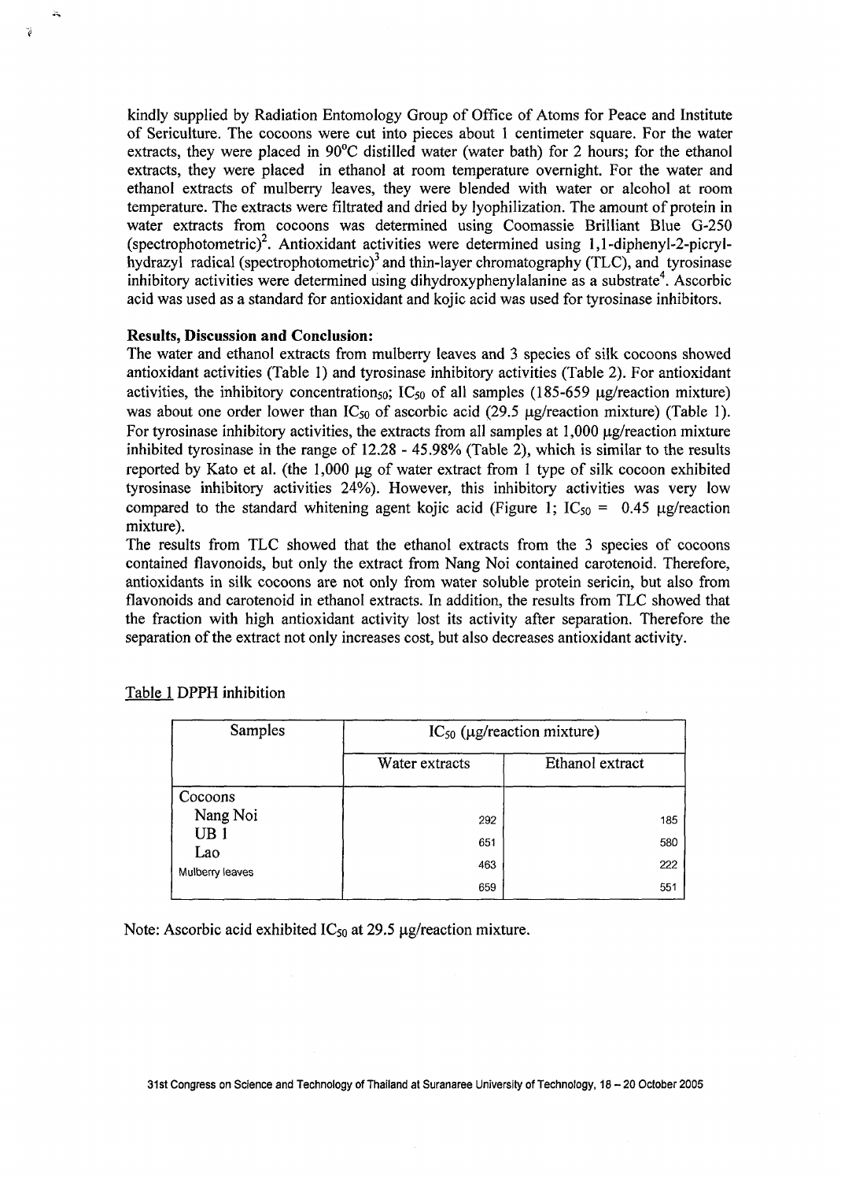kindly supplied by Radiation Entomology Group of Office of Atoms for Peace and Institute of Sericulture. The cocoons were cut into pieces about 1 centimeter square. For the water extracts, they were placed in 90°C distilled water (water bath) for 2 hours; for the ethanol extracts, they were placed in ethanol at room temperature overnight. For the water and ethanol extracts of mulberry leaves, they were blended with water or alcohol at room temperature. The extracts were filtrated and dried by lyophilization. The amount of protein in water extracts from cocoons was determined using Coomassie Brilliant Blue G-250 (spectrophotometric)[2]. Antioxidant activities were determined using 1,1-diphenyl-2-picryl-hydrazyl radical (spectrophotometric)[3] and thin-layer chromatography (TLC), and tyrosinase inhibitory activities were determined using dihydroxyphenylalanine as a substrate[4]. Ascorbic acid was used as a standard for antioxidant and kojic acid was used for tyrosinase inhibitors.

**Results, Discussion and Conclusion:**

The water and ethanol extracts from mulberry leaves and 3 species of silk cocoons showed antioxidant activities (Table 1) and tyrosinase inhibitory activities (Table 2). For antioxidant activities, the inhibitory concentration$_{50}$; $IC_{50}$ of all samples (185-659 μg/reaction mixture) was about one order lower than $IC_{50}$ of ascorbic acid (29.5 μg/reaction mixture) (Table 1). For tyrosinase inhibitory activities, the extracts from all samples at 1,000 μg/reaction mixture inhibited tyrosinase in the range of 12.28 - 45.98% (Table 2), which is similar to the results reported by Kato et al. (the 1,000 μg of water extract from 1 type of silk cocoon exhibited tyrosinase inhibitory activities 24%). However, this inhibitory activities was very low compared to the standard whitening agent kojic acid (Figure 1; $IC_{50}$ = 0.45 μg/reaction mixture).

The results from TLC showed that the ethanol extracts from the 3 species of cocoons contained flavonoids, but only the extract from Nang Noi contained carotenoid. Therefore, antioxidants in silk cocoons are not only from water soluble protein sericin, but also from flavonoids and carotenoid in ethanol extracts. In addition, the results from TLC showed that the fraction with high antioxidant activity lost its activity after separation. Therefore the separation of the extract not only increases cost, but also decreases antioxidant activity.

Table 1 DPPH inhibition

| Samples | $IC_{50}$ (μg/reaction mixture) | |
|---|---|---|
| | Water extracts | Ethanol extract |
| Cocoons | | |
| Nang Noi | 292 | 185 |
| UB 1 | 651 | 580 |
| Lao | 463 | 222 |
| Mulberry leaves | 659 | 551 |

Note: Ascorbic acid exhibited $IC_{50}$ at 29.5 μg/reaction mixture.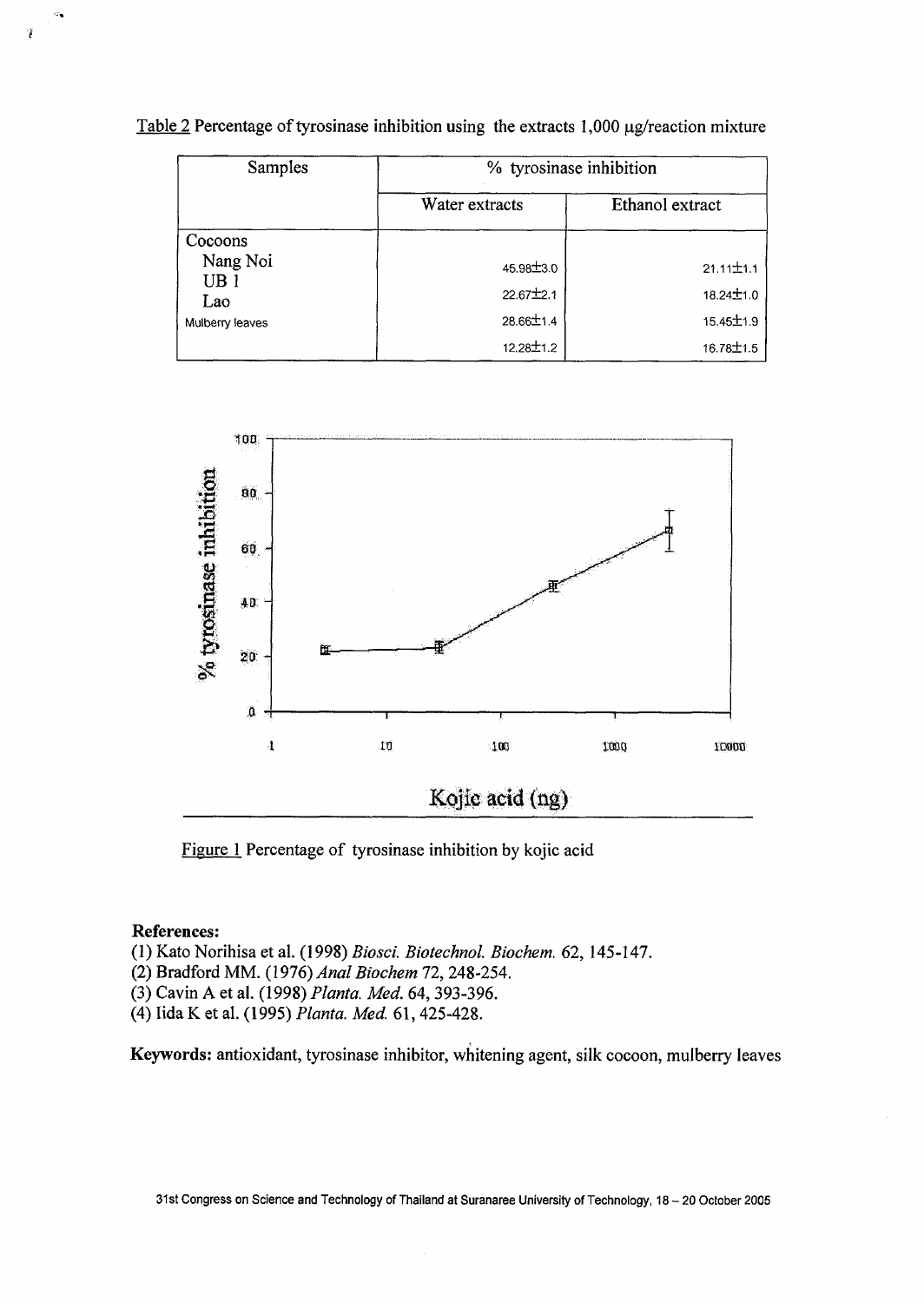Table 2 Percentage of tyrosinase inhibition using the extracts 1,000 μg/reaction mixture

| Samples | % tyrosinase inhibition | |
|---|---|---|
| | Water extracts | Ethanol extract |
| Cocoons | | |
| Nang Noi | 45.98±3.0 | 21.11±1.1 |
| UB 1 | 22.67±2.1 | 18.24±1.0 |
| Lao | 28.66±1.4 | 15.45±1.9 |
| Mulberry leaves | 12.28±1.2 | 16.78±1.5 |

% tyrosinase inhibition

0
20
40
60
80
100

1
10
100
1000
10000

Kojic acid (ng)

Figure 1 Percentage of tyrosinase inhibition by kojic acid

**References:**

(1) Kato Norihisa et al. (1998) *Biosci. Biotechnol. Biochem.* 62, 145-147.
(2) Bradford MM. (1976) *Anal Biochem* 72, 248-254.
(3) Cavin A et al. (1998) *Planta. Med.* 64, 393-396.
(4) Iida K et al. (1995) *Planta. Med.* 61, 425-428.

**Keywords:** antioxidant, tyrosinase inhibitor, whitening agent, silk cocoon, mulberry leaves